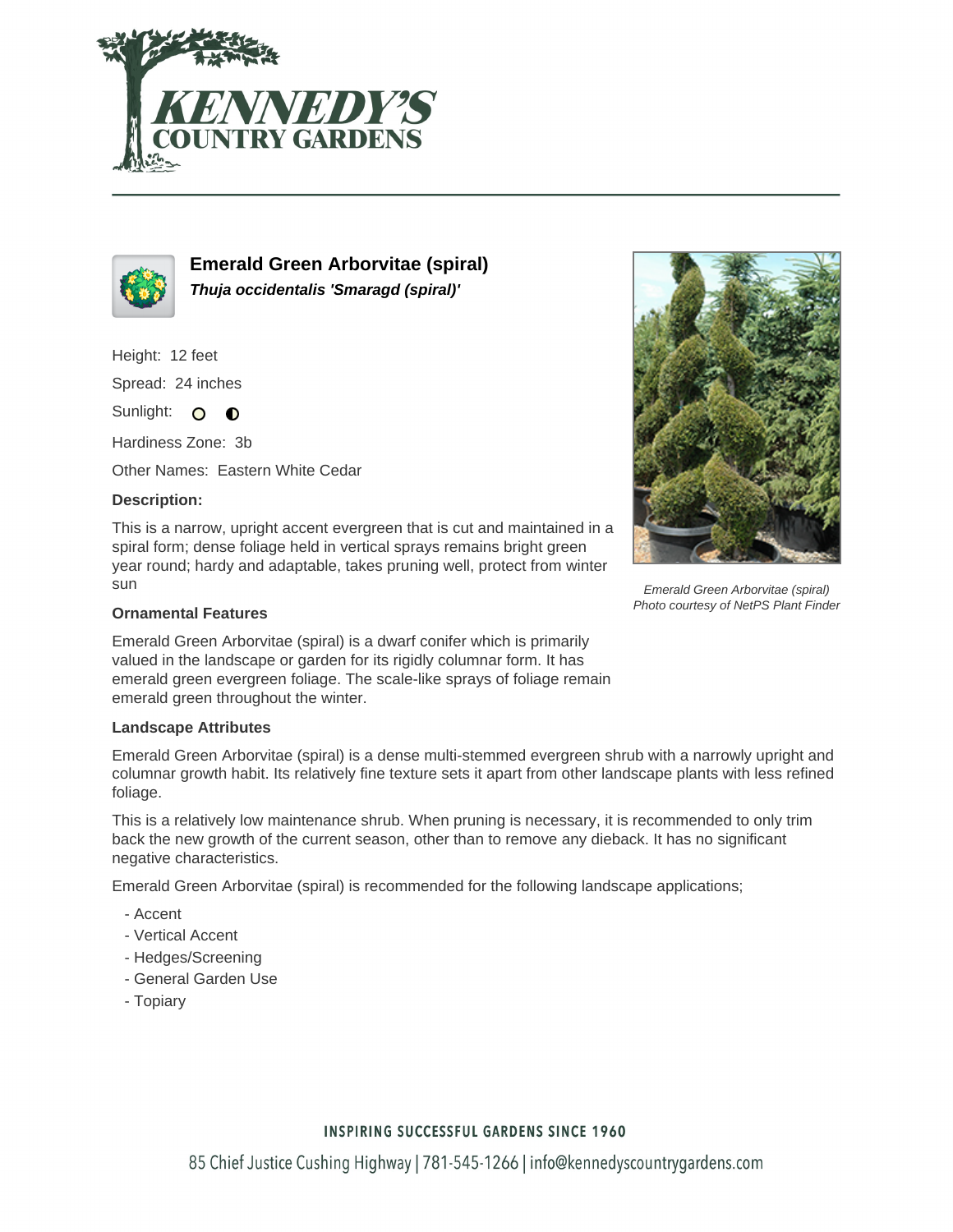# Emerald Green Arborvitae (spiral)

***Thuja occidentalis 'Smaragd (spiral)'***

Height: 12 feet

Spread: 24 inches

Sunlight: ○ ◐

Hardiness Zone: 3b

Other Names: Eastern White Cedar

### Description:

This is a narrow, upright accent evergreen that is cut and maintained in a spiral form; dense foliage held in vertical sprays remains bright green year round; hardy and adaptable, takes pruning well, protect from winter sun

*Emerald Green Arborvitae (spiral)*
*Photo courtesy of NetPS Plant Finder*

### Ornamental Features

Emerald Green Arborvitae (spiral) is a dwarf conifer which is primarily valued in the landscape or garden for its rigidly columnar form. It has emerald green evergreen foliage. The scale-like sprays of foliage remain emerald green throughout the winter.

### Landscape Attributes

Emerald Green Arborvitae (spiral) is a dense multi-stemmed evergreen shrub with a narrowly upright and columnar growth habit. Its relatively fine texture sets it apart from other landscape plants with less refined foliage.

This is a relatively low maintenance shrub. When pruning is necessary, it is recommended to only trim back the new growth of the current season, other than to remove any dieback. It has no significant negative characteristics.

Emerald Green Arborvitae (spiral) is recommended for the following landscape applications;

- Accent
- Vertical Accent
- Hedges/Screening
- General Garden Use
- Topiary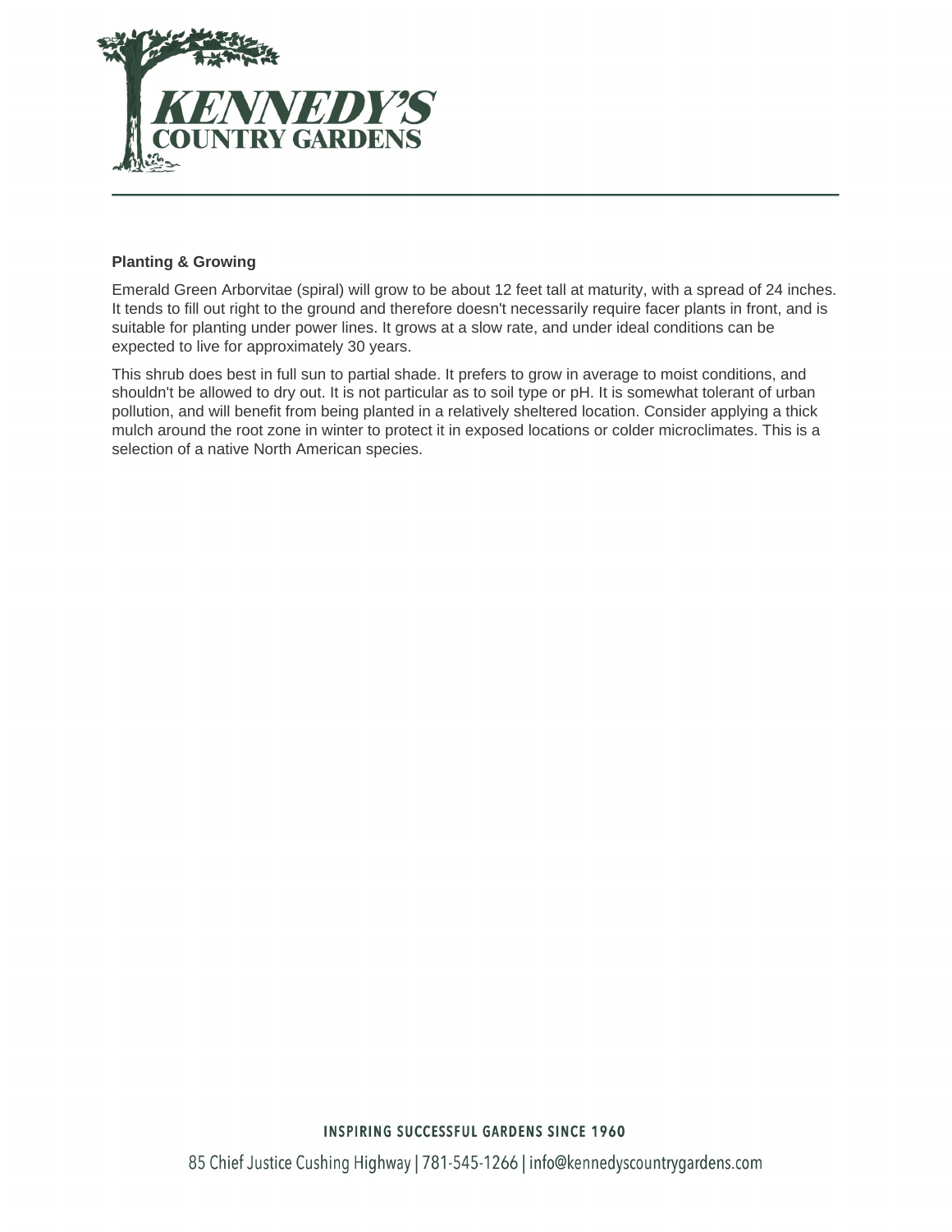**Planting & Growing**

Emerald Green Arborvitae (spiral) will grow to be about 12 feet tall at maturity, with a spread of 24 inches. It tends to fill out right to the ground and therefore doesn't necessarily require facer plants in front, and is suitable for planting under power lines. It grows at a slow rate, and under ideal conditions can be expected to live for approximately 30 years.

This shrub does best in full sun to partial shade. It prefers to grow in average to moist conditions, and shouldn't be allowed to dry out. It is not particular as to soil type or pH. It is somewhat tolerant of urban pollution, and will benefit from being planted in a relatively sheltered location. Consider applying a thick mulch around the root zone in winter to protect it in exposed locations or colder microclimates. This is a selection of a native North American species.